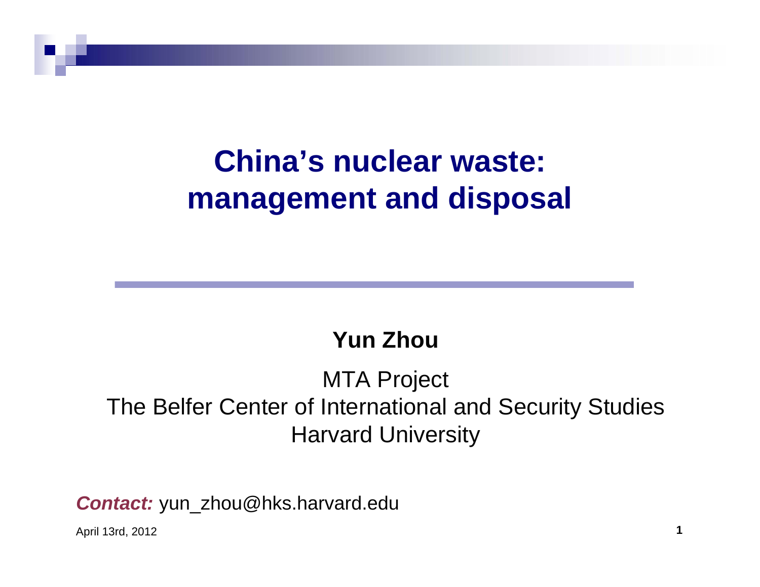# China's nuclear waste: management and disposal

**Yun Zhou**

MTA Project
The Belfer Center of International and Security Studies
Harvard University

***Contact:*** yun_zhou@hks.harvard.edu

April 13rd, 2012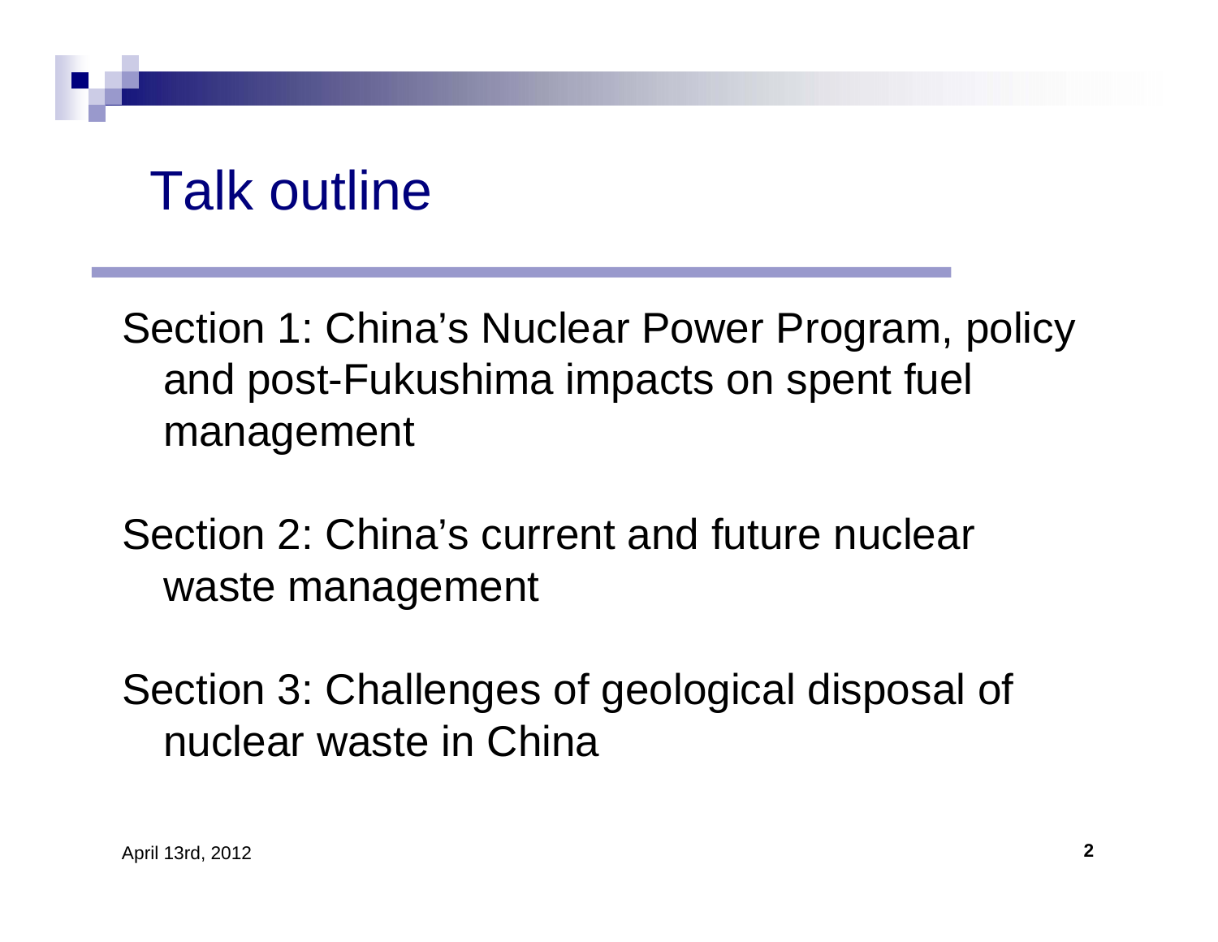# Talk outline

Section 1: China's Nuclear Power Program, policy and post-Fukushima impacts on spent fuel management

Section 2: China's current and future nuclear waste management

Section 3: Challenges of geological disposal of nuclear waste in China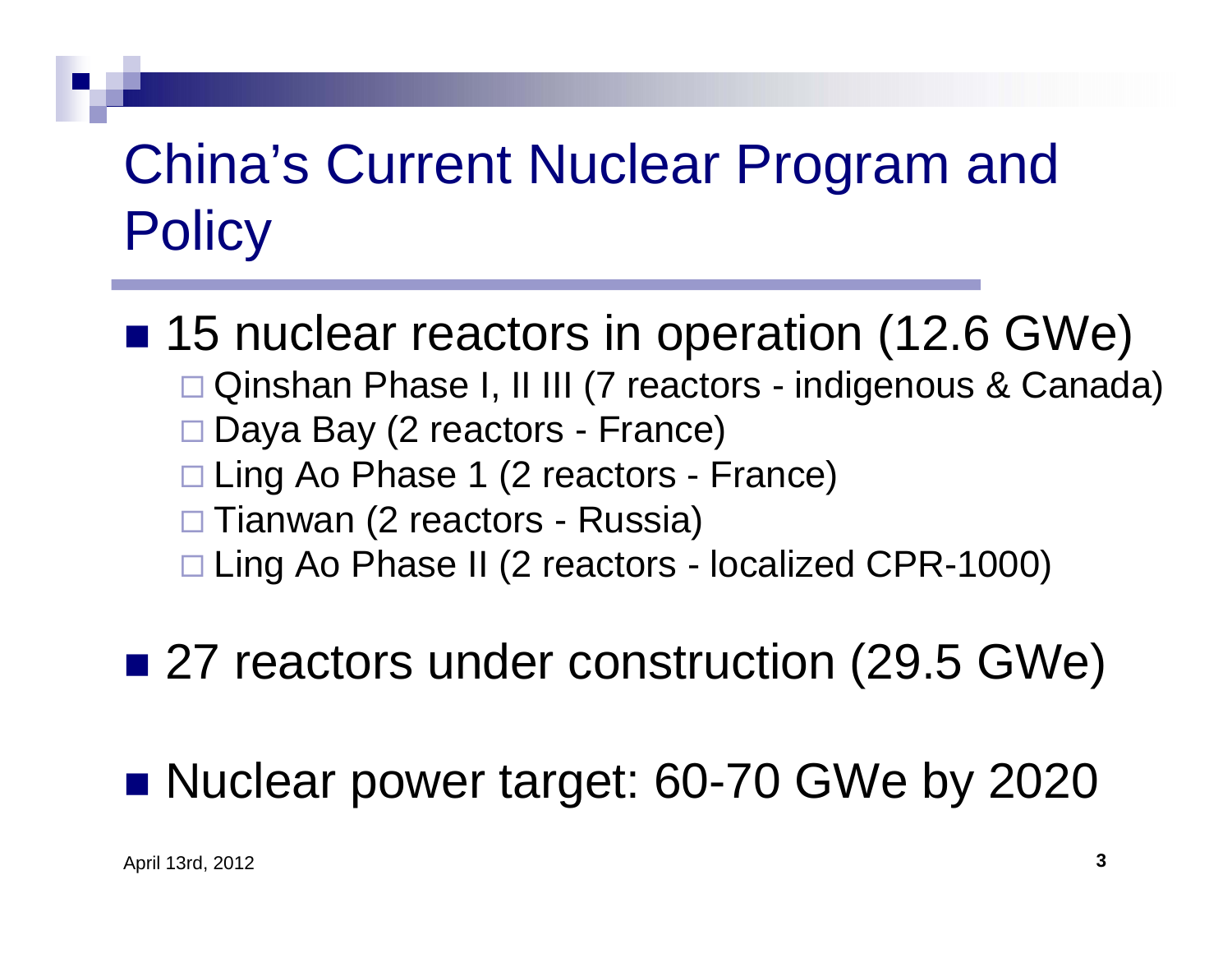# China's Current Nuclear Program and Policy

- 15 nuclear reactors in operation (12.6 GWe)
  - Qinshan Phase I, II III (7 reactors - indigenous & Canada)
  - Daya Bay (2 reactors - France)
  - Ling Ao Phase 1 (2 reactors - France)
  - Tianwan (2 reactors - Russia)
  - Ling Ao Phase II (2 reactors - localized CPR-1000)

- 27 reactors under construction (29.5 GWe)

- Nuclear power target: 60-70 GWe by 2020

April 13rd, 2012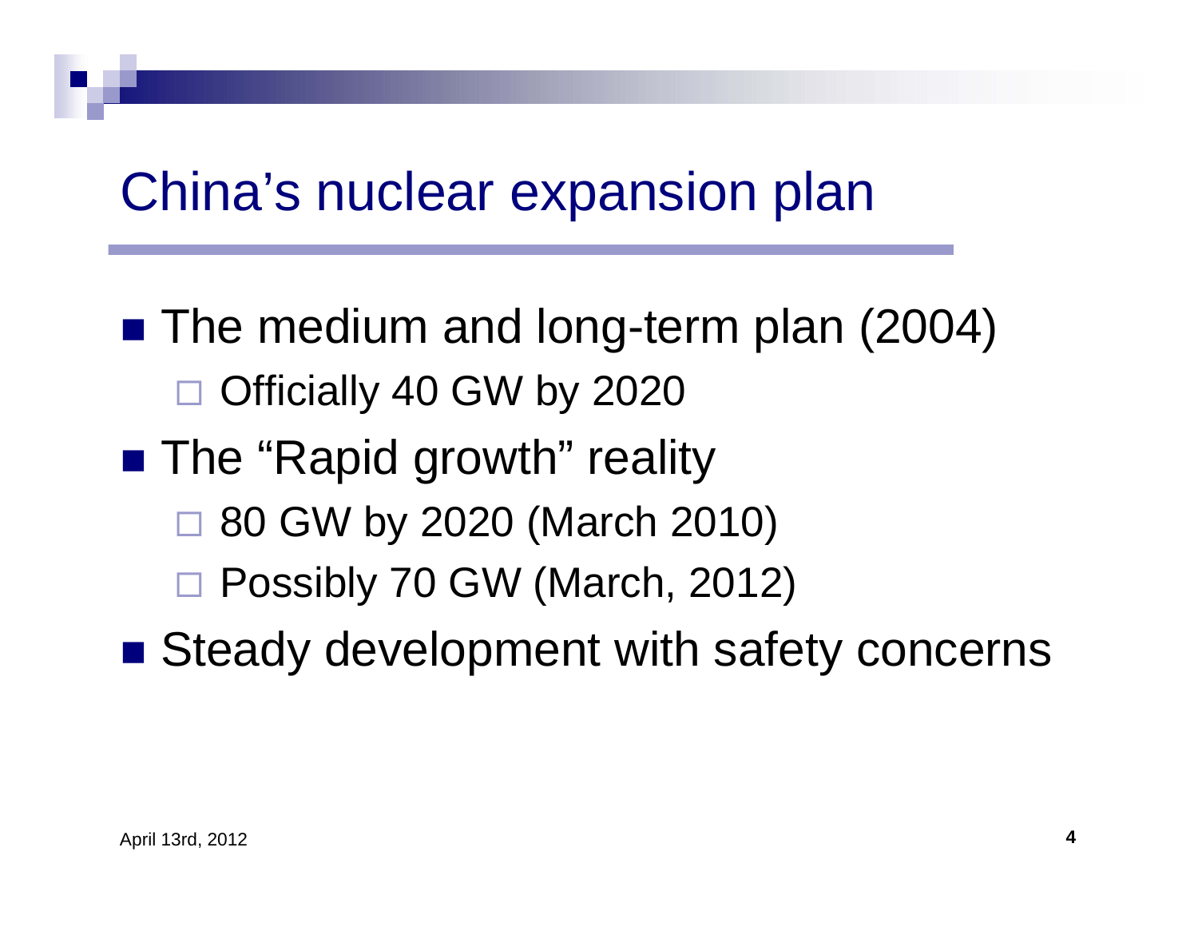# China's nuclear expansion plan

- The medium and long-term plan (2004)
  - Officially 40 GW by 2020
- The "Rapid growth" reality
  - 80 GW by 2020 (March 2010)
  - Possibly 70 GW (March, 2012)
- Steady development with safety concerns

April 13rd, 2012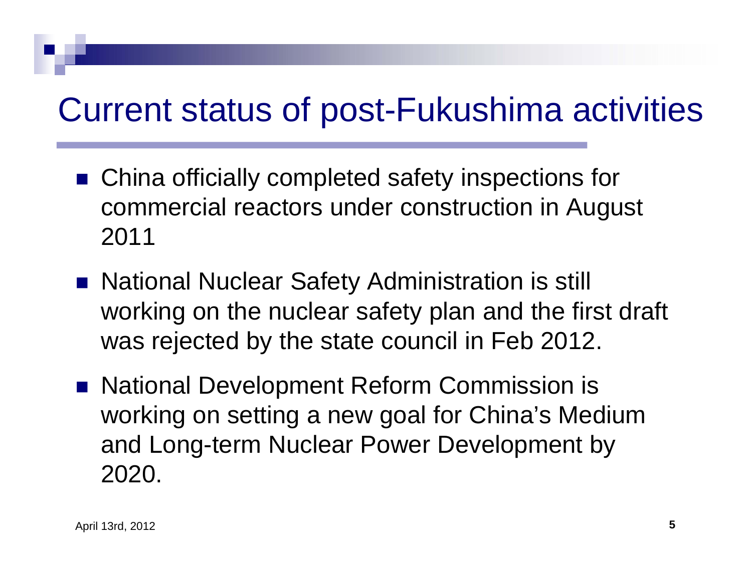# Current status of post-Fukushima activities

- China officially completed safety inspections for commercial reactors under construction in August 2011
- National Nuclear Safety Administration is still working on the nuclear safety plan and the first draft was rejected by the state council in Feb 2012.
- National Development Reform Commission is working on setting a new goal for China's Medium and Long-term Nuclear Power Development by 2020.

April 13rd, 2012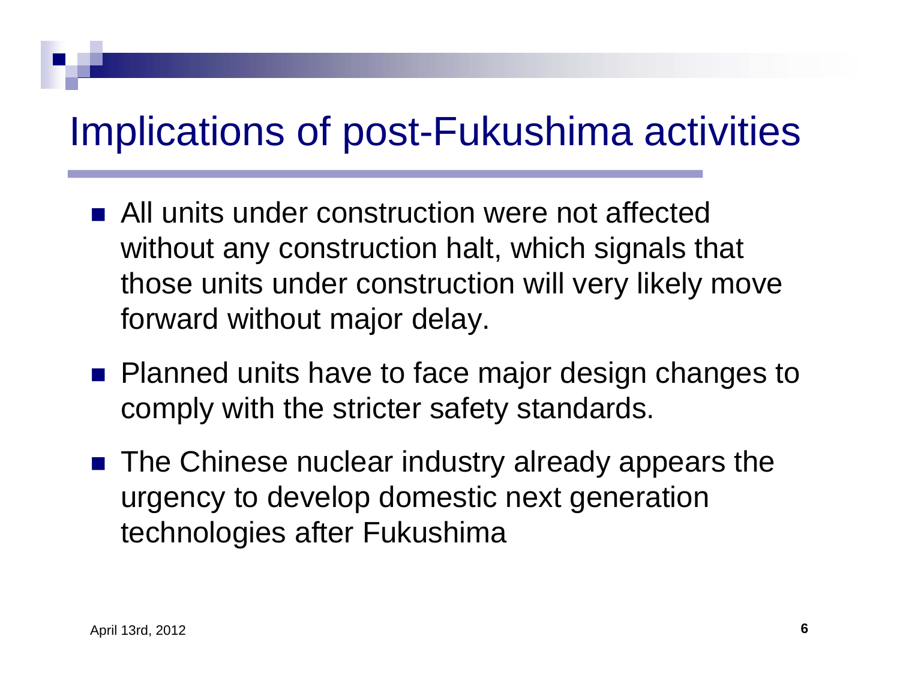# Implications of post-Fukushima activities

- All units under construction were not affected without any construction halt, which signals that those units under construction will very likely move forward without major delay.
- Planned units have to face major design changes to comply with the stricter safety standards.
- The Chinese nuclear industry already appears the urgency to develop domestic next generation technologies after Fukushima

April 13rd, 2012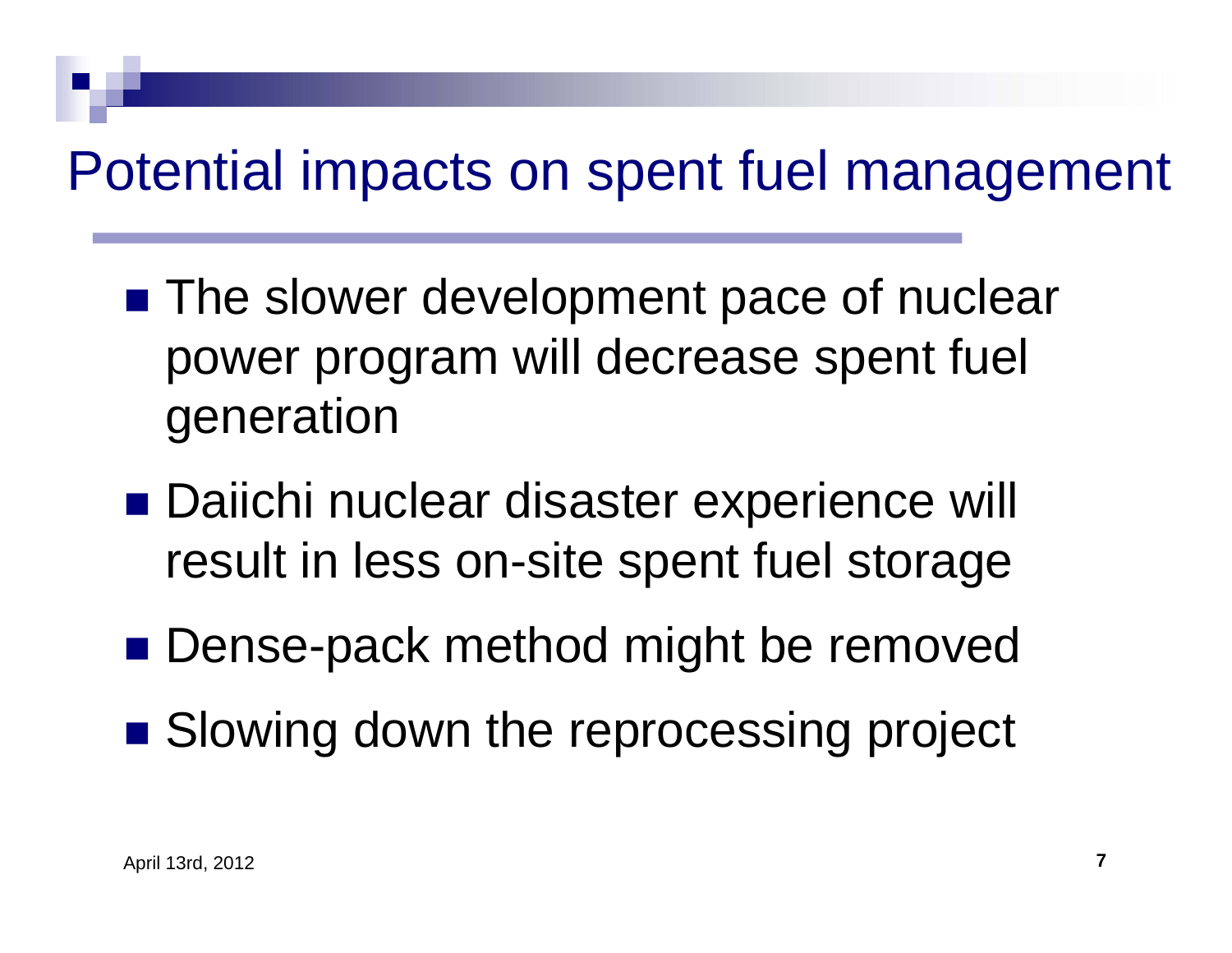# Potential impacts on spent fuel management

- The slower development pace of nuclear power program will decrease spent fuel generation
- Daiichi nuclear disaster experience will result in less on-site spent fuel storage
- Dense-pack method might be removed
- Slowing down the reprocessing project

April 13rd, 2012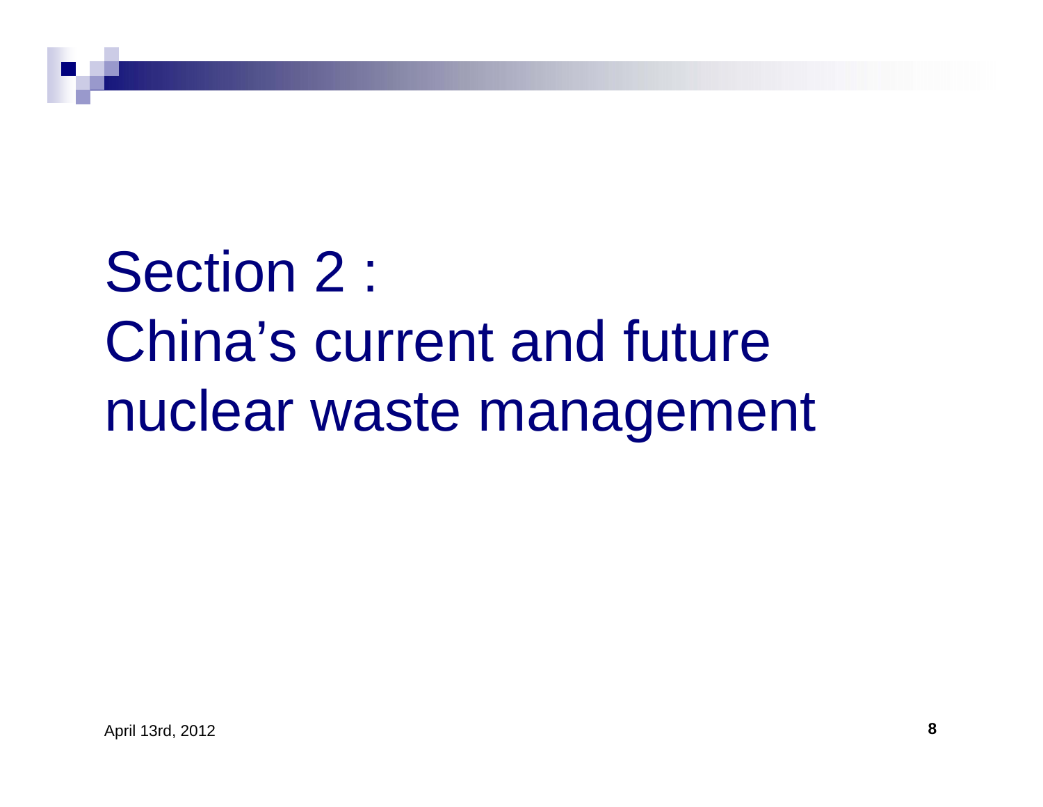# Section 2 :
# China's current and future nuclear waste management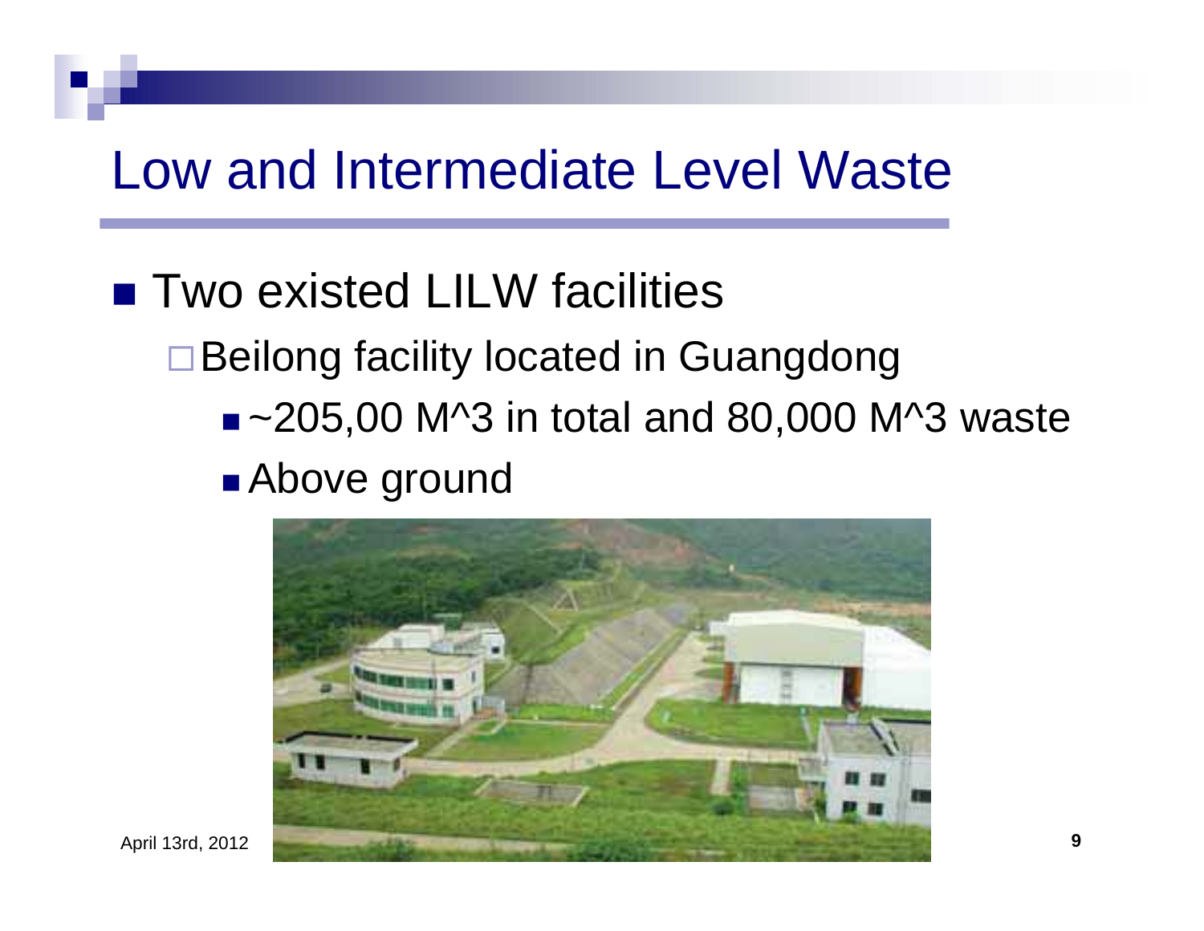# Low and Intermediate Level Waste

- Two existed LILW facilities
  - Beilong facility located in Guangdong
    - ~205,00 M^3 in total and 80,000 M^3 waste
    - Above ground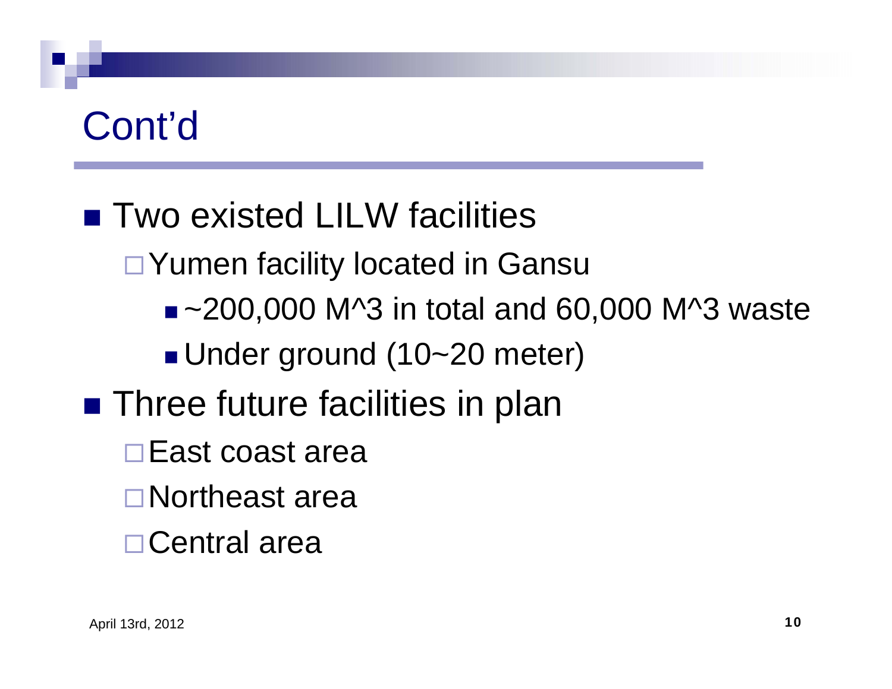# Cont'd

- Two existed LILW facilities
  - Yumen facility located in Gansu
    - ~200,000 M^3 in total and 60,000 M^3 waste
    - Under ground (10~20 meter)
- Three future facilities in plan
  - East coast area
  - Northeast area
  - Central area

April 13rd, 2012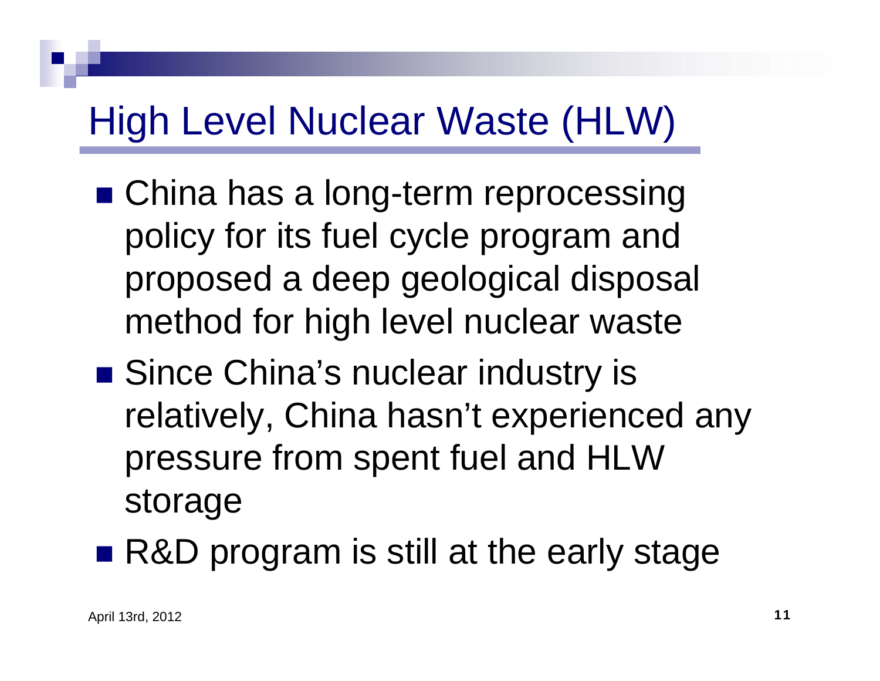# High Level Nuclear Waste (HLW)

- China has a long-term reprocessing policy for its fuel cycle program and proposed a deep geological disposal method for high level nuclear waste
- Since China's nuclear industry is relatively, China hasn't experienced any pressure from spent fuel and HLW storage
- R&D program is still at the early stage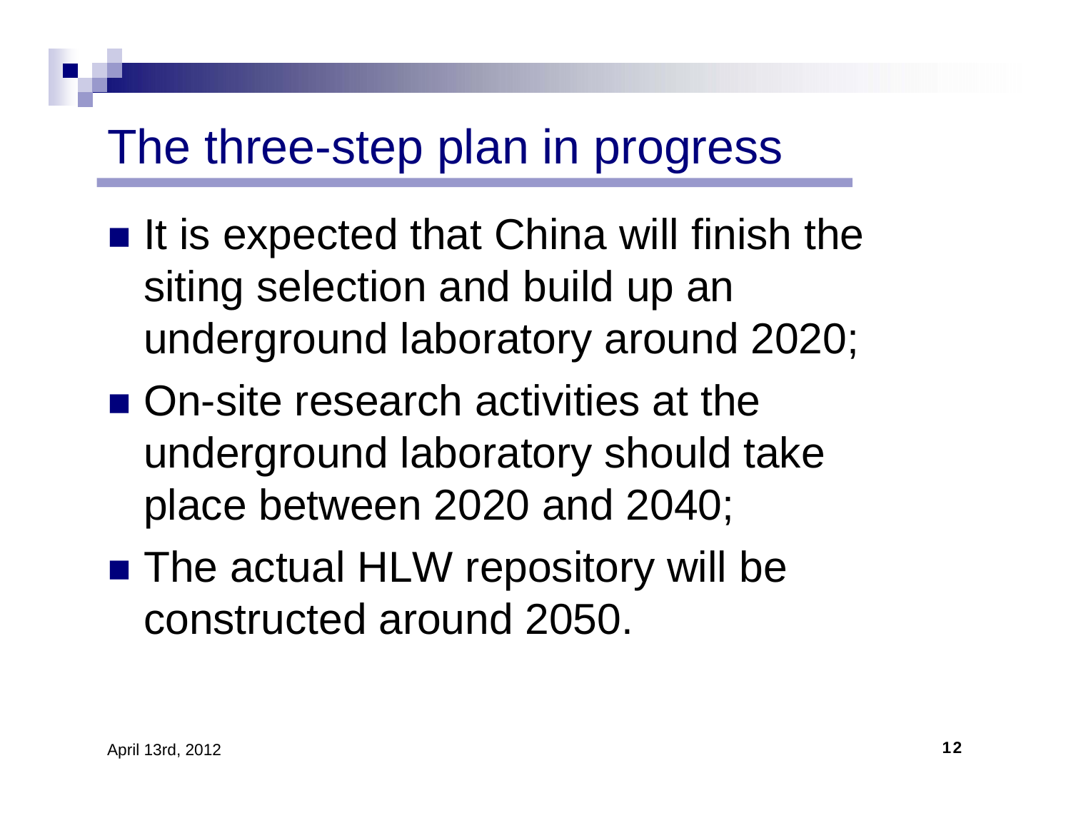# The three-step plan in progress

- It is expected that China will finish the siting selection and build up an underground laboratory around 2020;
- On-site research activities at the underground laboratory should take place between 2020 and 2040;
- The actual HLW repository will be constructed around 2050.

April 13rd, 2012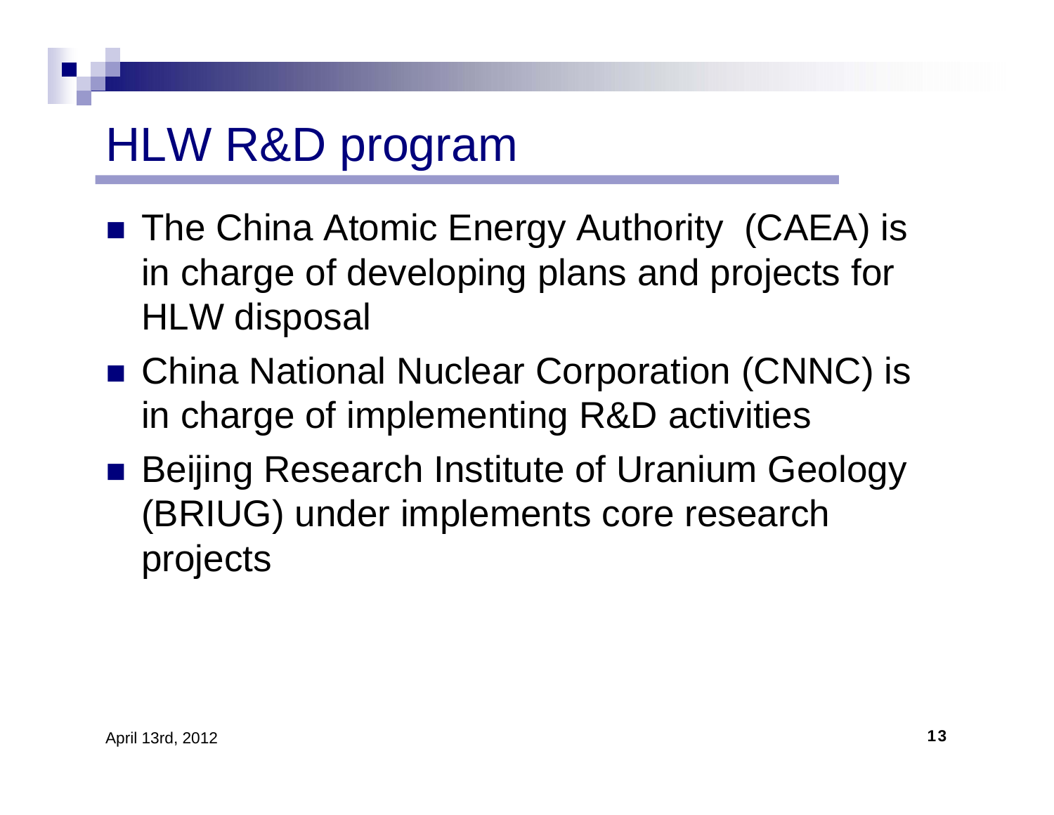# HLW R&D program

- The China Atomic Energy Authority (CAEA) is in charge of developing plans and projects for HLW disposal
- China National Nuclear Corporation (CNNC) is in charge of implementing R&D activities
- Beijing Research Institute of Uranium Geology (BRIUG) under implements core research projects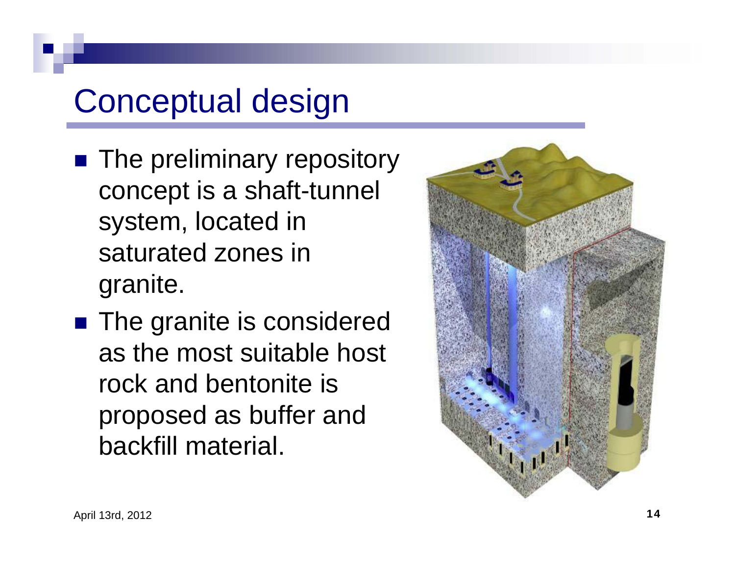# Conceptual design

- The preliminary repository concept is a shaft-tunnel system, located in saturated zones in granite.
- The granite is considered as the most suitable host rock and bentonite is proposed as buffer and backfill material.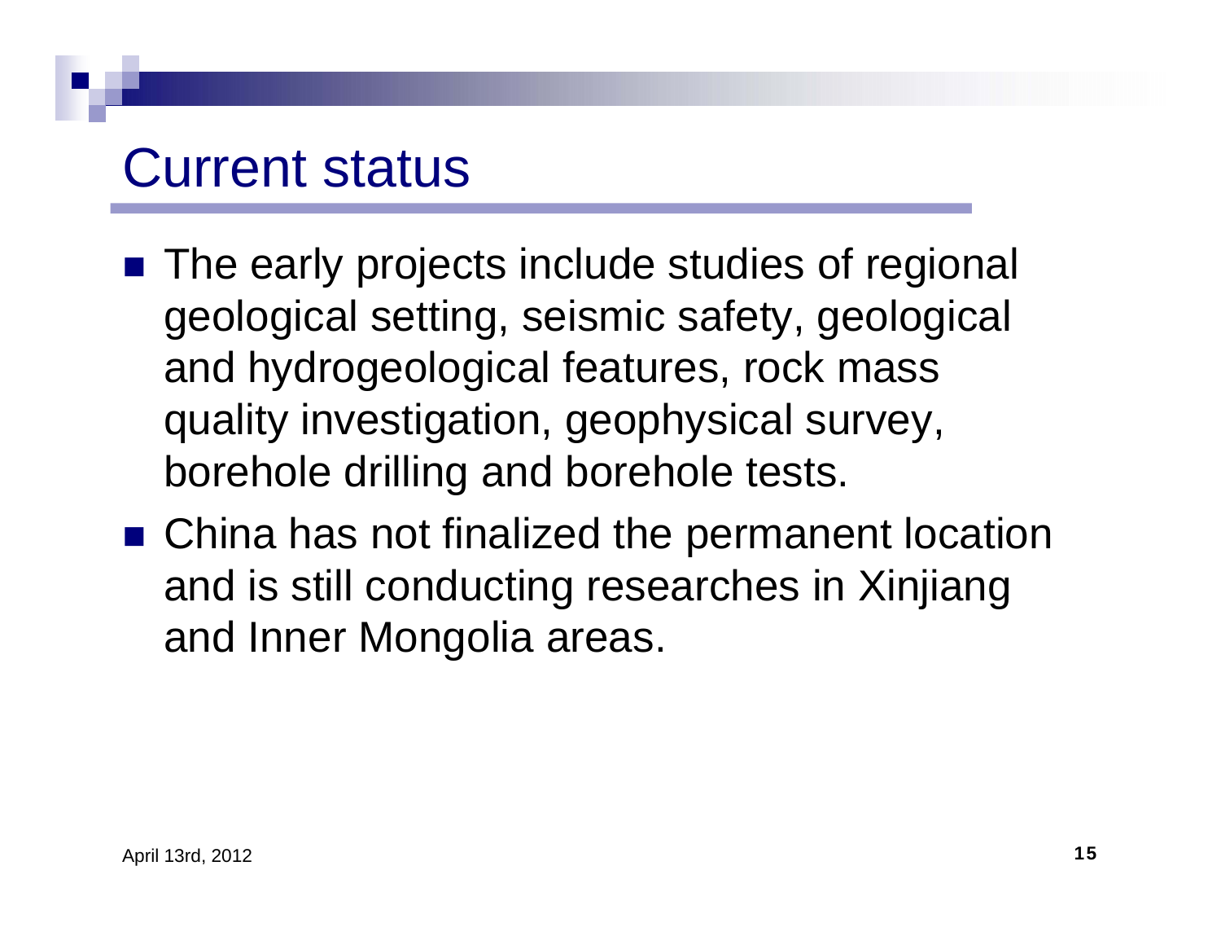# Current status

- The early projects include studies of regional geological setting, seismic safety, geological and hydrogeological features, rock mass quality investigation, geophysical survey, borehole drilling and borehole tests.
- China has not finalized the permanent location and is still conducting researches in Xinjiang and Inner Mongolia areas.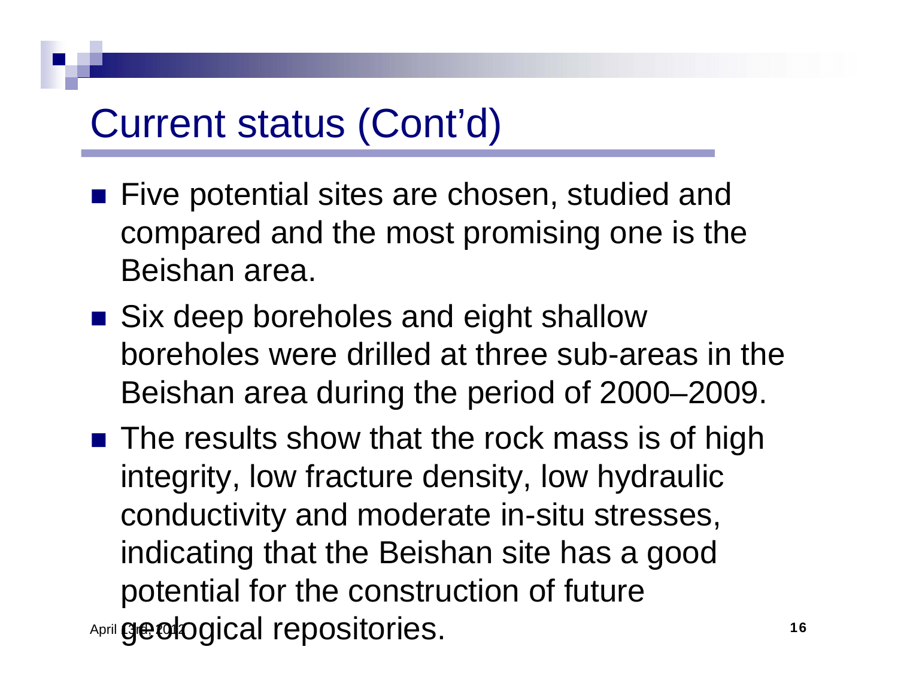# Current status (Cont'd)

- Five potential sites are chosen, studied and compared and the most promising one is the Beishan area.
- Six deep boreholes and eight shallow boreholes were drilled at three sub-areas in the Beishan area during the period of 2000–2009.
- The results show that the rock mass is of high integrity, low fracture density, low hydraulic conductivity and moderate in-situ stresses, indicating that the Beishan site has a good potential for the construction of future geological repositories.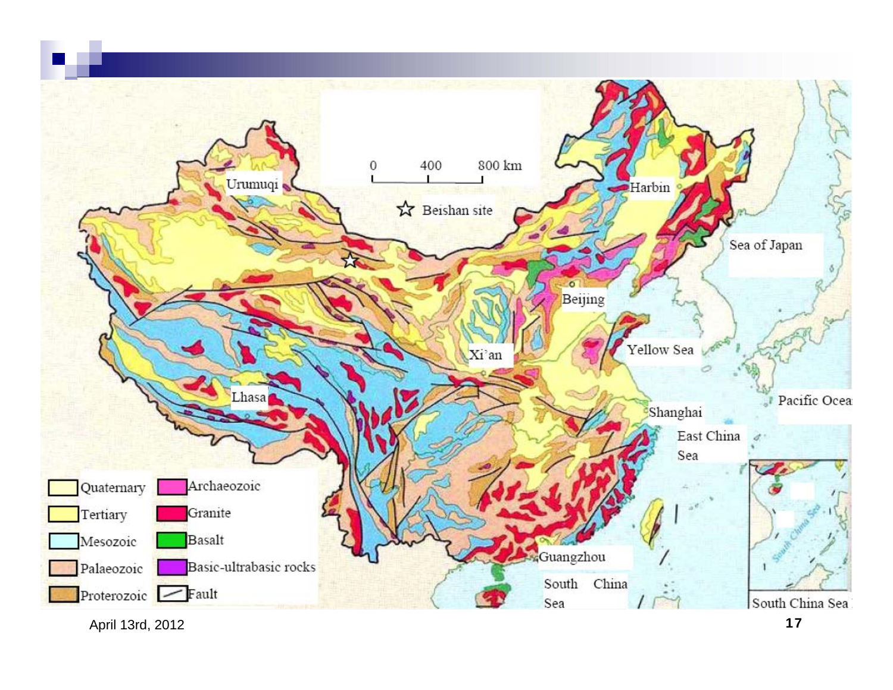0 400 800 km

☆ Beishan site

Urumuqi

Harbin

Sea of Japan

Beijing

Yellow Sea

Xi'an

Lhasa

Shanghai

Pacific Ocean

East China Sea

Guangzhou

South China Sea

South China Sea

- Quaternary
- Tertiary
- Mesozoic
- Palaeozoic
- Proterozoic
- Archaeozoic
- Granite
- Basalt
- Basic-ultrabasic rocks
- Fault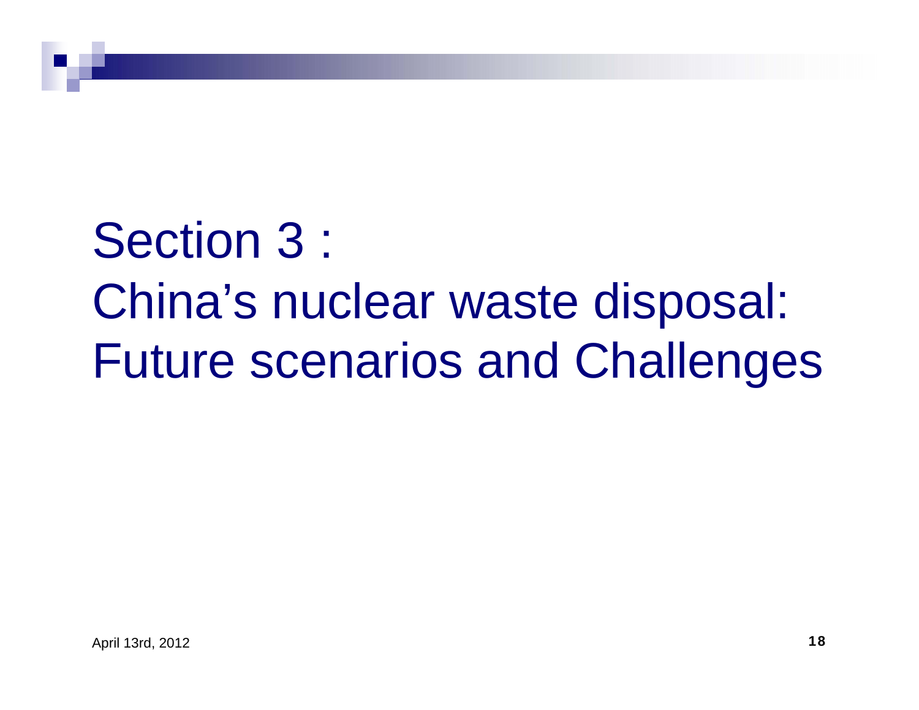# Section 3 : China's nuclear waste disposal: Future scenarios and Challenges

April 13rd, 2012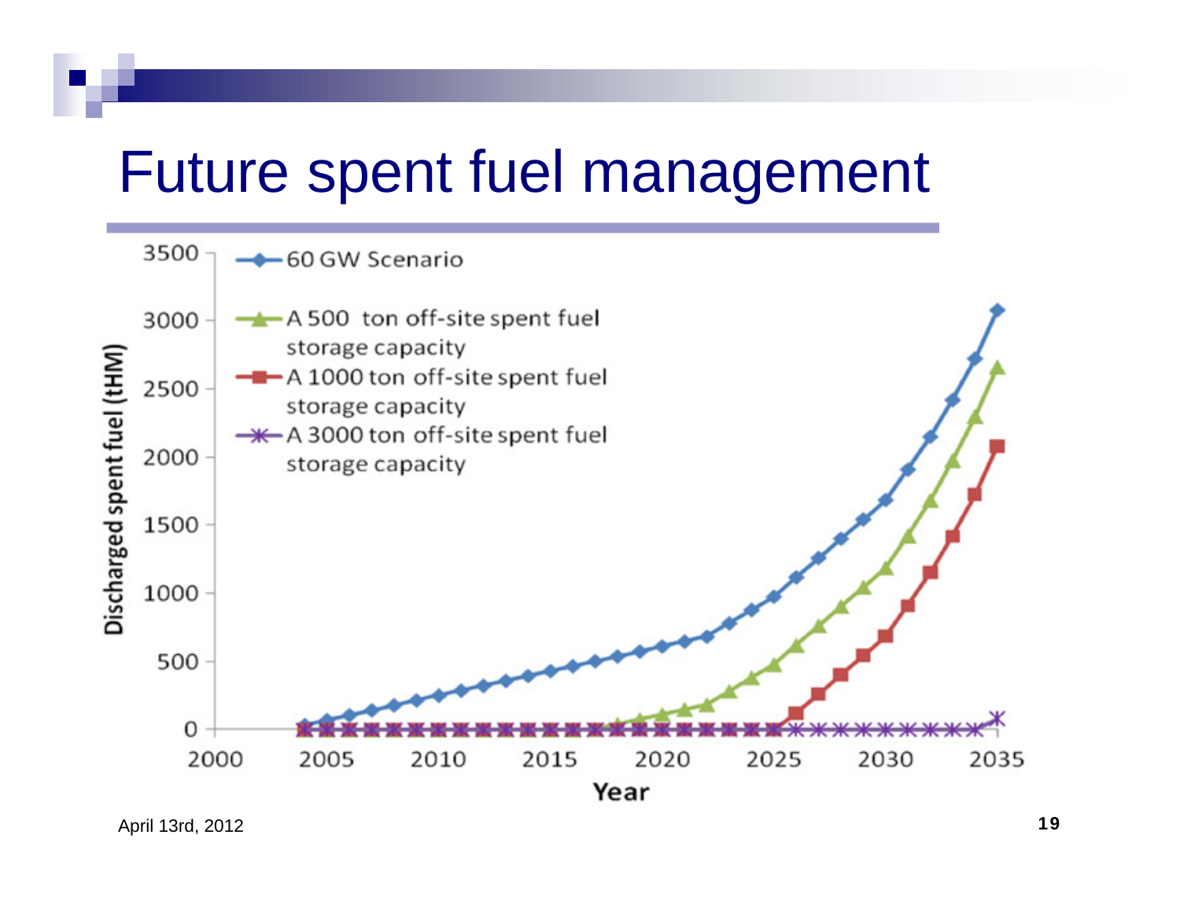# Future spent fuel management

Discharged spent fuel (tHM)

- 60 GW Scenario
- A 500 ton off-site spent fuel storage capacity
- A 1000 ton off-site spent fuel storage capacity
- A 3000 ton off-site spent fuel storage capacity

Year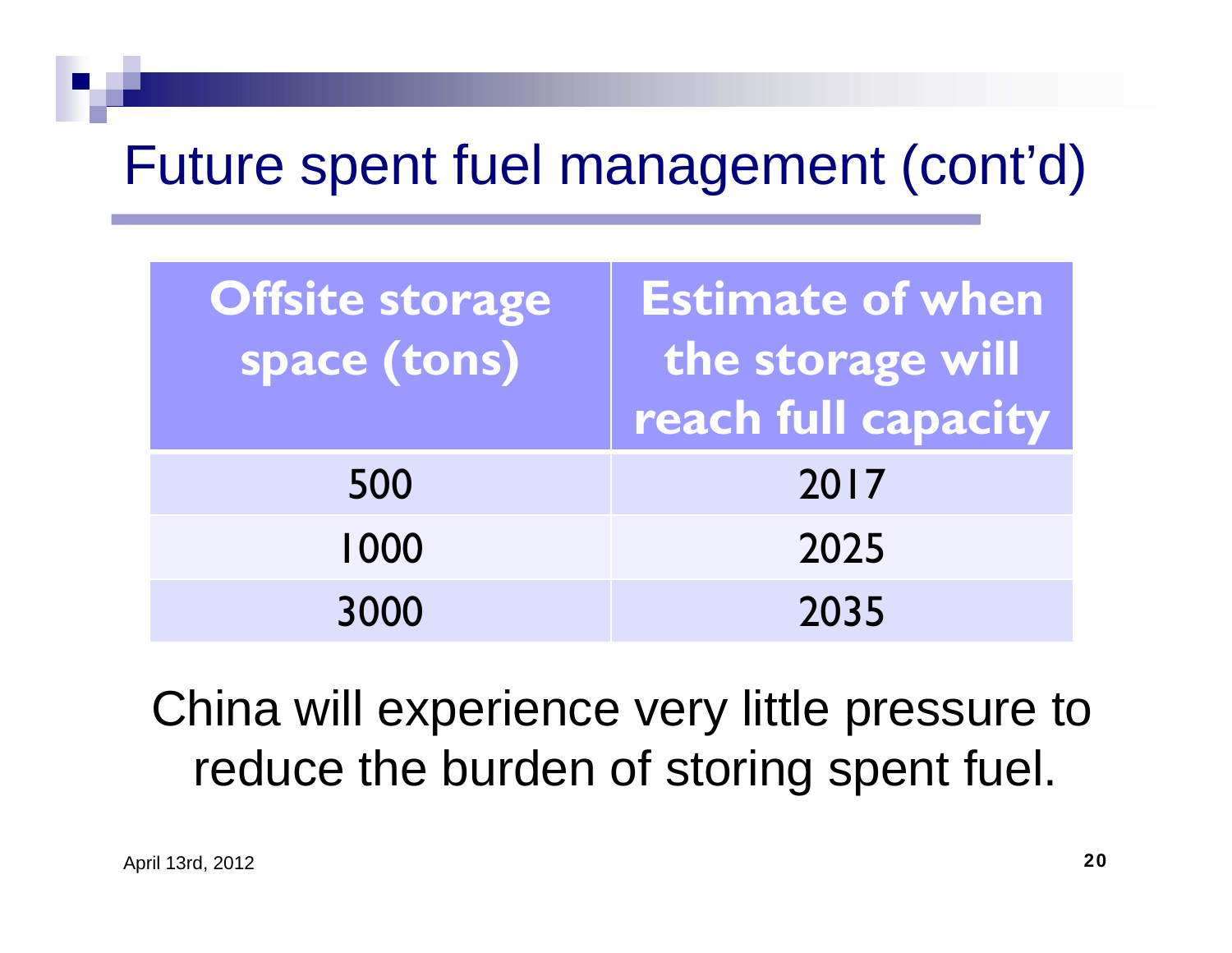# Future spent fuel management (cont'd)

| Offsite storage space (tons) | Estimate of when the storage will reach full capacity |
|---|---|
| 500 | 2017 |
| 1000 | 2025 |
| 3000 | 2035 |

China will experience very little pressure to reduce the burden of storing spent fuel.

April 13rd, 2012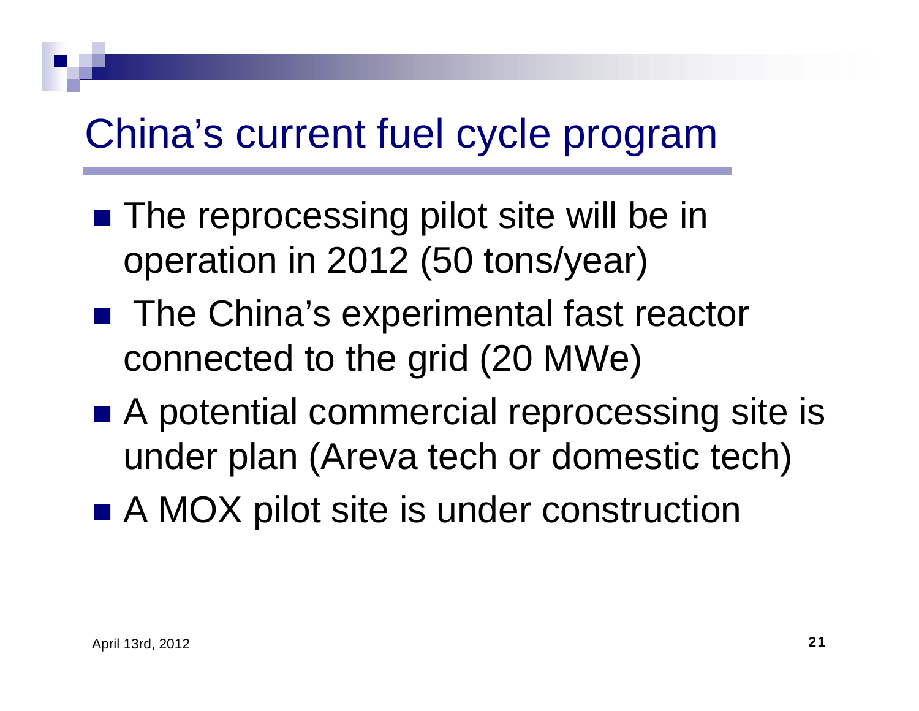# China's current fuel cycle program

- The reprocessing pilot site will be in operation in 2012 (50 tons/year)
- The China's experimental fast reactor connected to the grid (20 MWe)
- A potential commercial reprocessing site is under plan (Areva tech or domestic tech)
- A MOX pilot site is under construction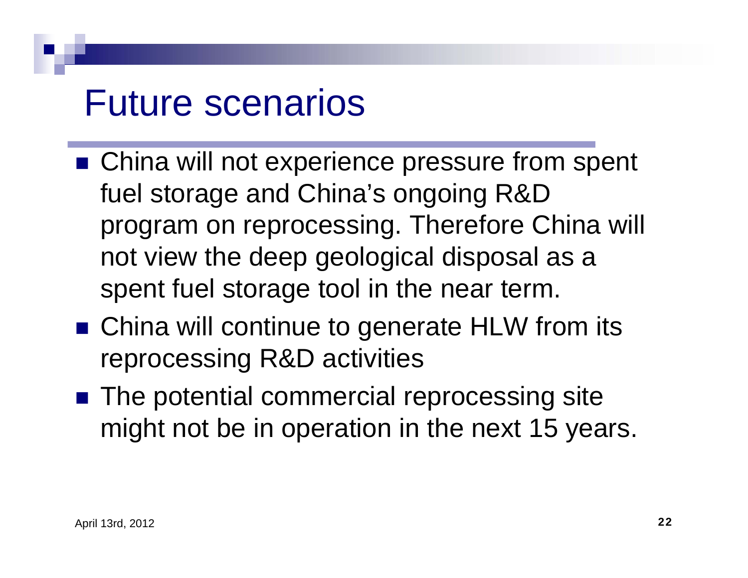# Future scenarios

- China will not experience pressure from spent fuel storage and China's ongoing R&D program on reprocessing. Therefore China will not view the deep geological disposal as a spent fuel storage tool in the near term.
- China will continue to generate HLW from its reprocessing R&D activities
- The potential commercial reprocessing site might not be in operation in the next 15 years.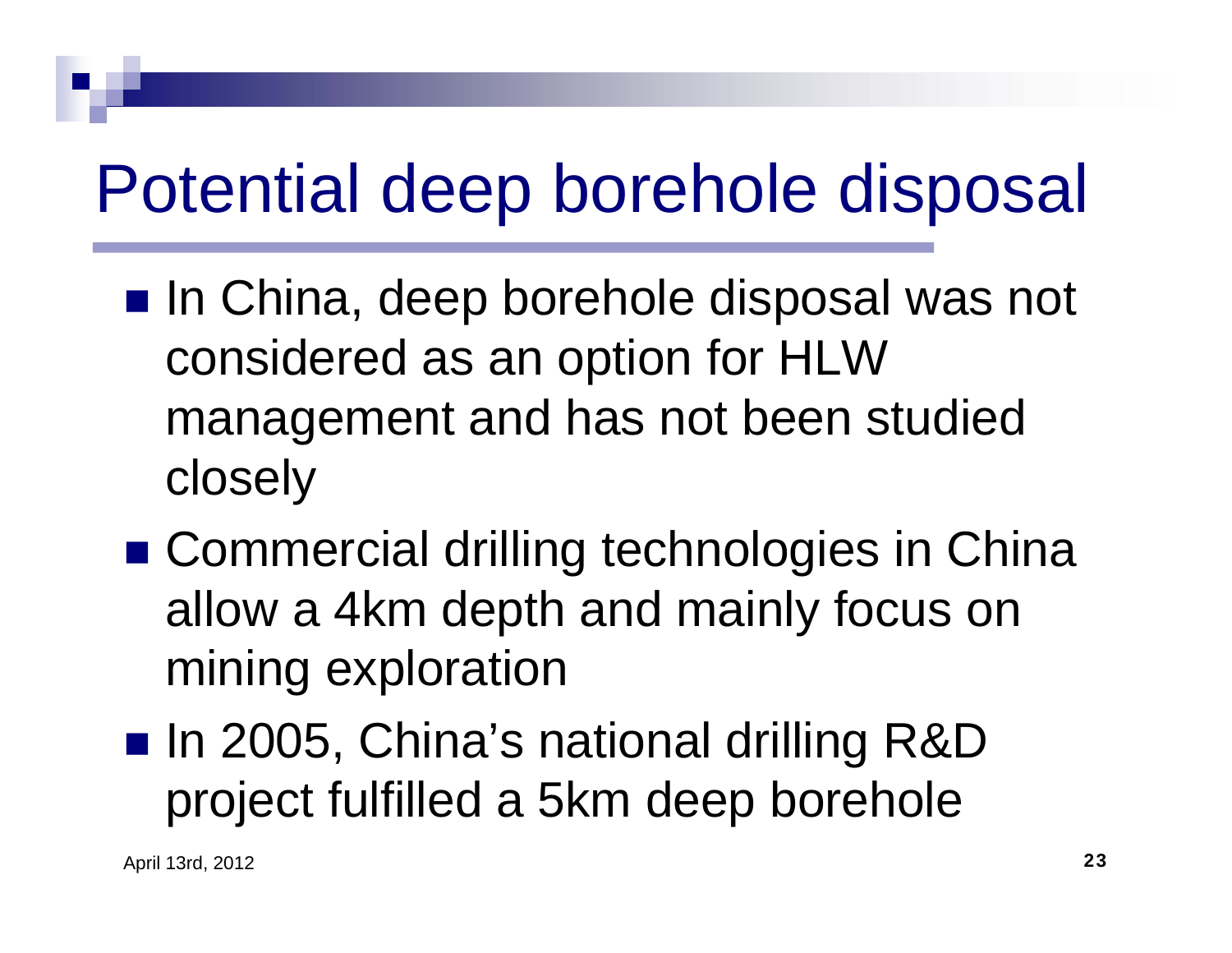# Potential deep borehole disposal

- In China, deep borehole disposal was not considered as an option for HLW management and has not been studied closely
- Commercial drilling technologies in China allow a 4km depth and mainly focus on mining exploration
- In 2005, China's national drilling R&D project fulfilled a 5km deep borehole

April 13rd, 2012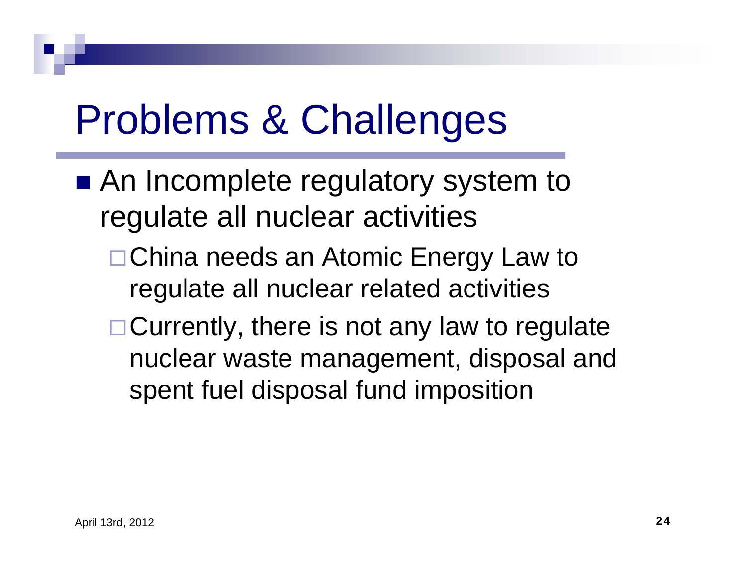# Problems & Challenges

- An Incomplete regulatory system to regulate all nuclear activities
  - China needs an Atomic Energy Law to regulate all nuclear related activities
  - Currently, there is not any law to regulate nuclear waste management, disposal and spent fuel disposal fund imposition

April 13rd, 2012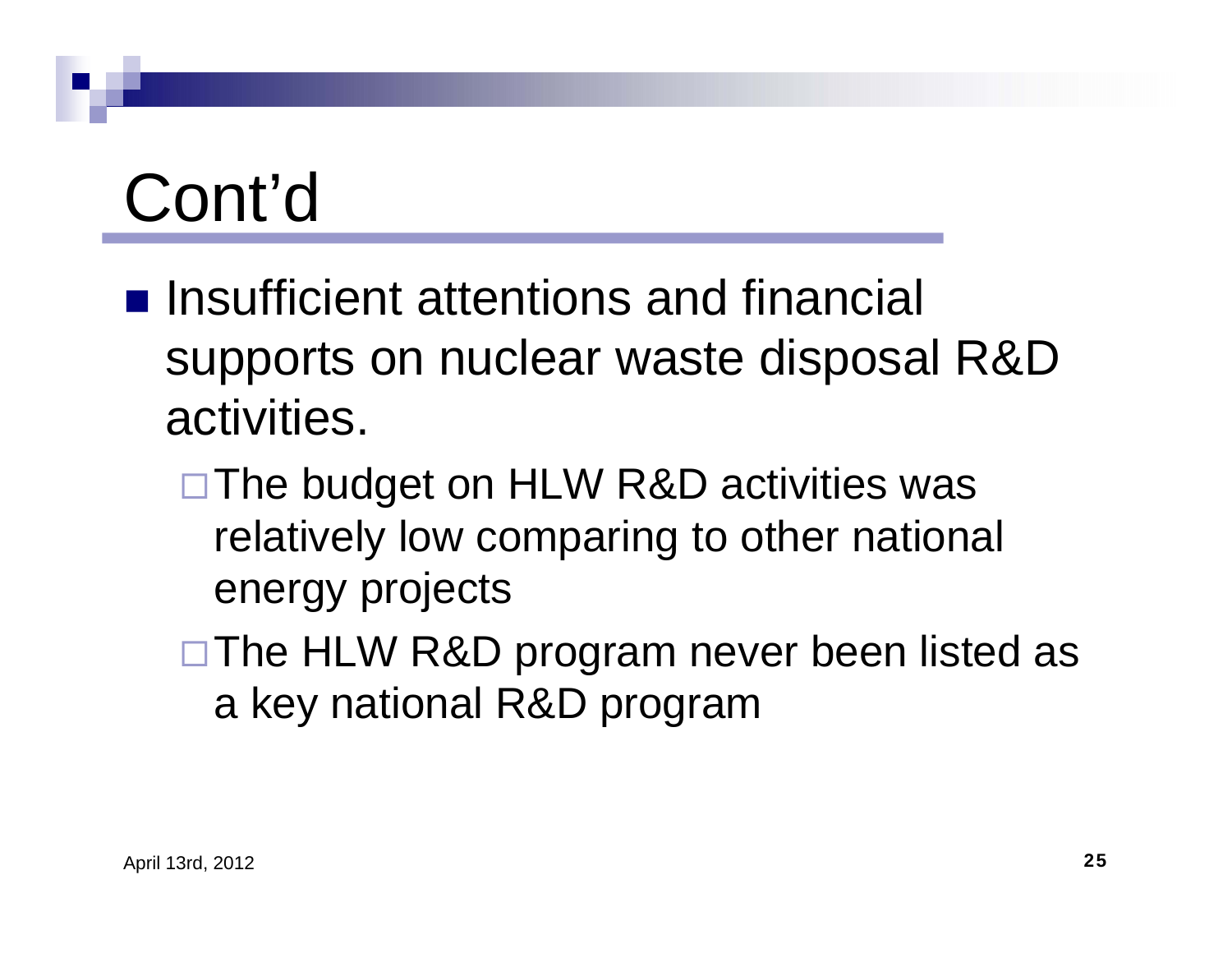# Cont'd

- Insufficient attentions and financial supports on nuclear waste disposal R&D activities.
  - The budget on HLW R&D activities was relatively low comparing to other national energy projects
  - The HLW R&D program never been listed as a key national R&D program

April 13rd, 2012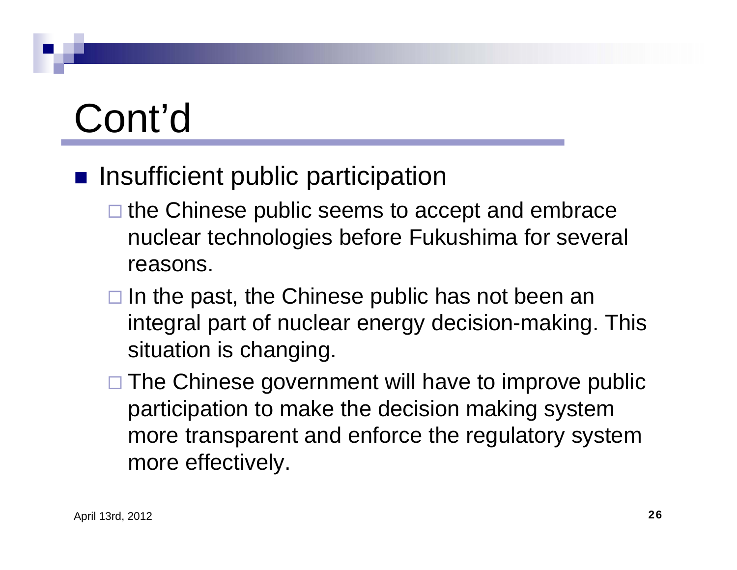# Cont'd

- Insufficient public participation
  - the Chinese public seems to accept and embrace nuclear technologies before Fukushima for several reasons.
  - In the past, the Chinese public has not been an integral part of nuclear energy decision-making. This situation is changing.
  - The Chinese government will have to improve public participation to make the decision making system more transparent and enforce the regulatory system more effectively.

April 13rd, 2012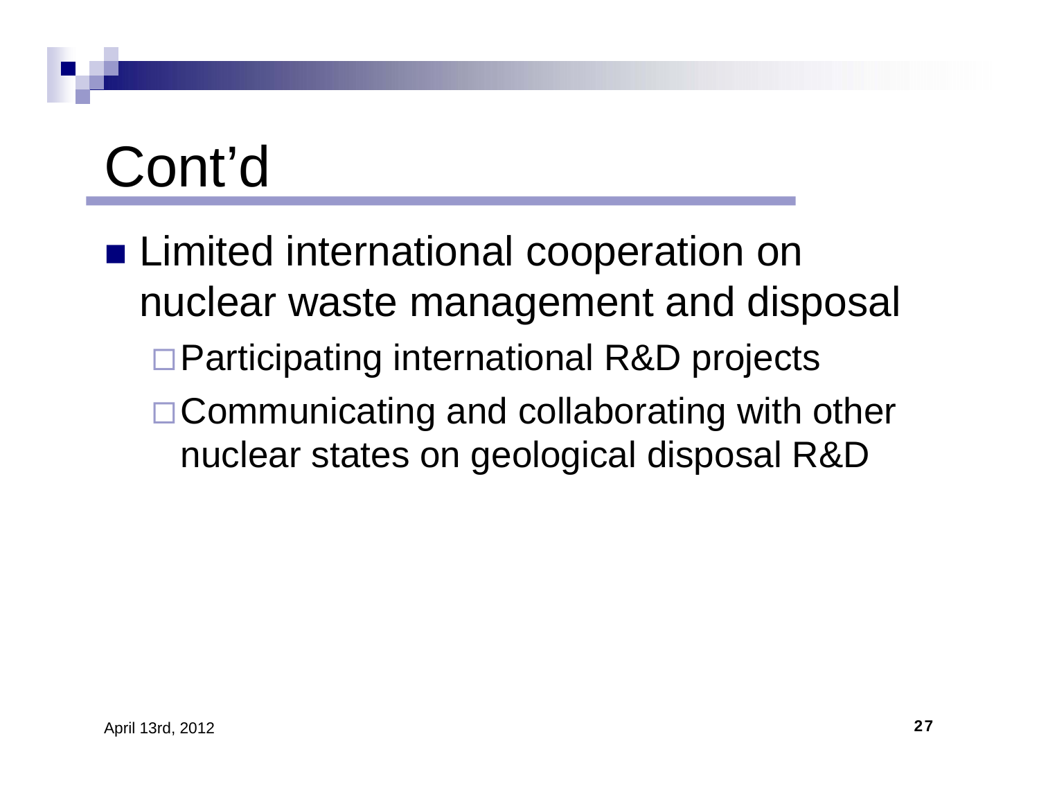# Cont'd

- Limited international cooperation on nuclear waste management and disposal
  - Participating international R&D projects
  - Communicating and collaborating with other nuclear states on geological disposal R&D

April 13rd, 2012